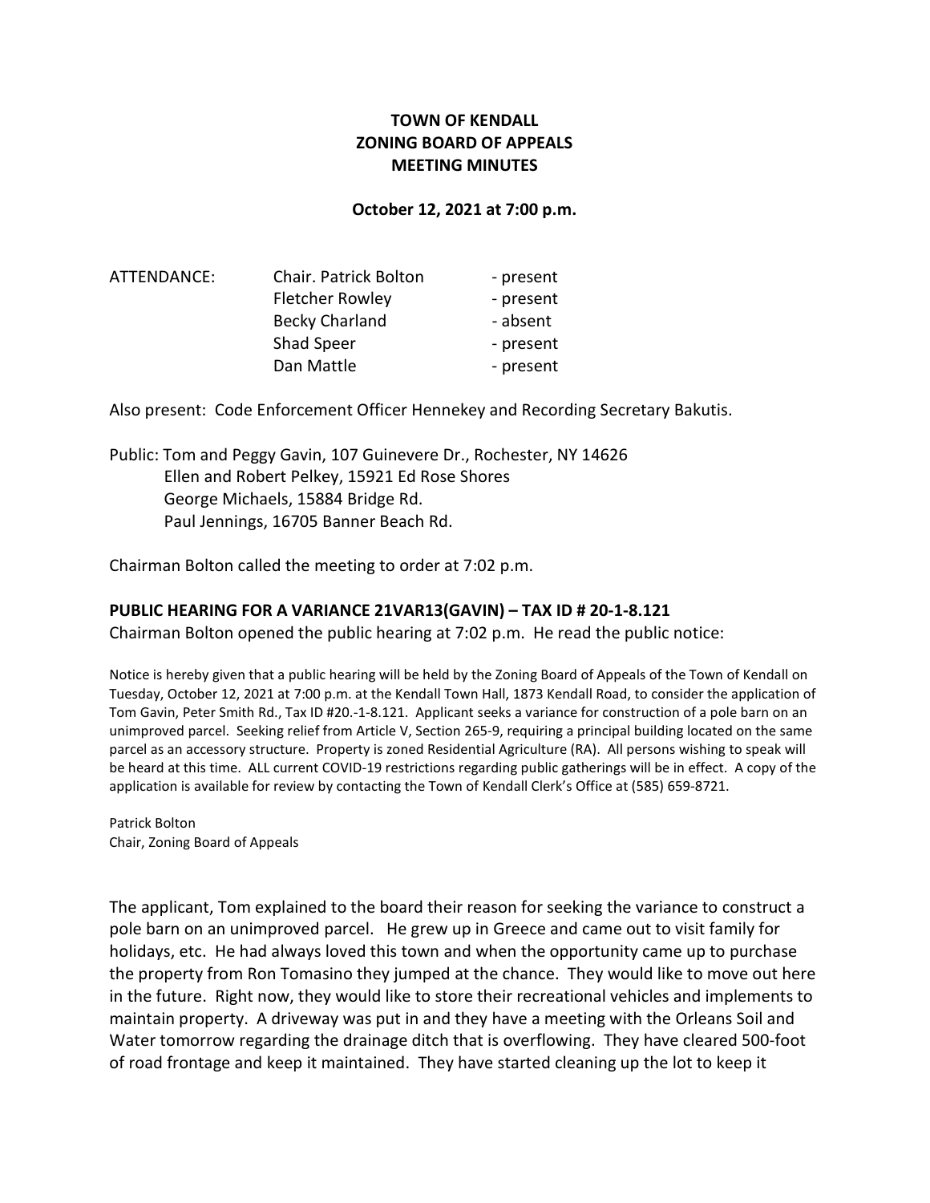**TOWN OF KENDALL**
**ZONING BOARD OF APPEALS**
**MEETING MINUTES**

**October 12, 2021 at 7:00 p.m.**

| ATTENDANCE: | Chair. Patrick Bolton | - present |
|---|---|---|
| | Fletcher Rowley | - present |
| | Becky Charland | - absent |
| | Shad Speer | - present |
| | Dan Mattle | - present |

Also present: Code Enforcement Officer Hennekey and Recording Secretary Bakutis.

Public: Tom and Peggy Gavin, 107 Guinevere Dr., Rochester, NY 14626
Ellen and Robert Pelkey, 15921 Ed Rose Shores
George Michaels, 15884 Bridge Rd.
Paul Jennings, 16705 Banner Beach Rd.

Chairman Bolton called the meeting to order at 7:02 p.m.

**PUBLIC HEARING FOR A VARIANCE 21VAR13(GAVIN) – TAX ID # 20-1-8.121**

Chairman Bolton opened the public hearing at 7:02 p.m. He read the public notice:

Notice is hereby given that a public hearing will be held by the Zoning Board of Appeals of the Town of Kendall on Tuesday, October 12, 2021 at 7:00 p.m. at the Kendall Town Hall, 1873 Kendall Road, to consider the application of Tom Gavin, Peter Smith Rd., Tax ID #20.-1-8.121. Applicant seeks a variance for construction of a pole barn on an unimproved parcel. Seeking relief from Article V, Section 265-9, requiring a principal building located on the same parcel as an accessory structure. Property is zoned Residential Agriculture (RA). All persons wishing to speak will be heard at this time. ALL current COVID-19 restrictions regarding public gatherings will be in effect. A copy of the application is available for review by contacting the Town of Kendall Clerk's Office at (585) 659-8721.

Patrick Bolton
Chair, Zoning Board of Appeals

The applicant, Tom explained to the board their reason for seeking the variance to construct a pole barn on an unimproved parcel. He grew up in Greece and came out to visit family for holidays, etc. He had always loved this town and when the opportunity came up to purchase the property from Ron Tomasino they jumped at the chance. They would like to move out here in the future. Right now, they would like to store their recreational vehicles and implements to maintain property. A driveway was put in and they have a meeting with the Orleans Soil and Water tomorrow regarding the drainage ditch that is overflowing. They have cleared 500-foot of road frontage and keep it maintained. They have started cleaning up the lot to keep it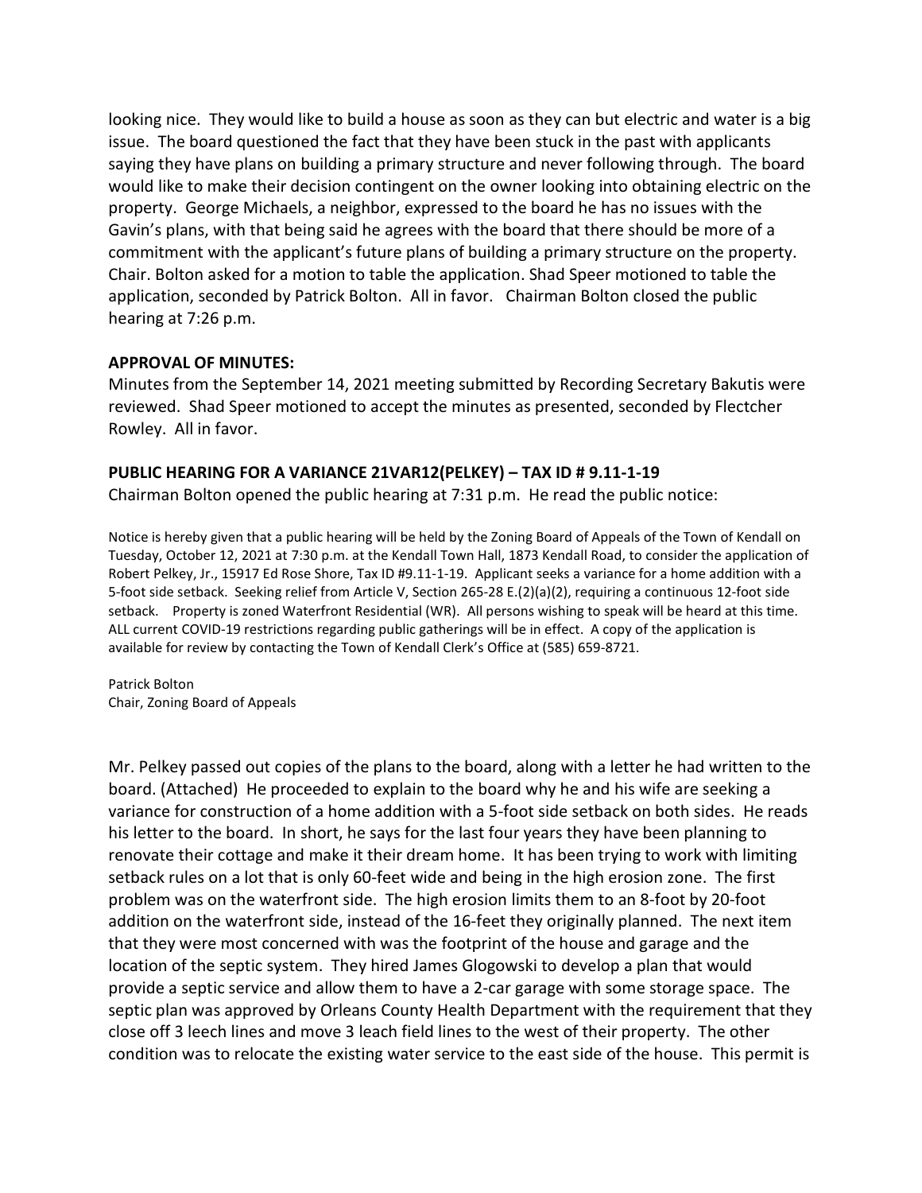looking nice. They would like to build a house as soon as they can but electric and water is a big issue. The board questioned the fact that they have been stuck in the past with applicants saying they have plans on building a primary structure and never following through. The board would like to make their decision contingent on the owner looking into obtaining electric on the property. George Michaels, a neighbor, expressed to the board he has no issues with the Gavin's plans, with that being said he agrees with the board that there should be more of a commitment with the applicant's future plans of building a primary structure on the property. Chair. Bolton asked for a motion to table the application. Shad Speer motioned to table the application, seconded by Patrick Bolton. All in favor. Chairman Bolton closed the public hearing at 7:26 p.m.

**APPROVAL OF MINUTES:**

Minutes from the September 14, 2021 meeting submitted by Recording Secretary Bakutis were reviewed. Shad Speer motioned to accept the minutes as presented, seconded by Flectcher Rowley. All in favor.

**PUBLIC HEARING FOR A VARIANCE 21VAR12(PELKEY) – TAX ID # 9.11-1-19**

Chairman Bolton opened the public hearing at 7:31 p.m. He read the public notice:

Notice is hereby given that a public hearing will be held by the Zoning Board of Appeals of the Town of Kendall on Tuesday, October 12, 2021 at 7:30 p.m. at the Kendall Town Hall, 1873 Kendall Road, to consider the application of Robert Pelkey, Jr., 15917 Ed Rose Shore, Tax ID #9.11-1-19. Applicant seeks a variance for a home addition with a 5-foot side setback. Seeking relief from Article V, Section 265-28 E.(2)(a)(2), requiring a continuous 12-foot side setback. Property is zoned Waterfront Residential (WR). All persons wishing to speak will be heard at this time. ALL current COVID-19 restrictions regarding public gatherings will be in effect. A copy of the application is available for review by contacting the Town of Kendall Clerk's Office at (585) 659-8721.

Patrick Bolton
Chair, Zoning Board of Appeals

Mr. Pelkey passed out copies of the plans to the board, along with a letter he had written to the board. (Attached) He proceeded to explain to the board why he and his wife are seeking a variance for construction of a home addition with a 5-foot side setback on both sides. He reads his letter to the board. In short, he says for the last four years they have been planning to renovate their cottage and make it their dream home. It has been trying to work with limiting setback rules on a lot that is only 60-feet wide and being in the high erosion zone. The first problem was on the waterfront side. The high erosion limits them to an 8-foot by 20-foot addition on the waterfront side, instead of the 16-feet they originally planned. The next item that they were most concerned with was the footprint of the house and garage and the location of the septic system. They hired James Glogowski to develop a plan that would provide a septic service and allow them to have a 2-car garage with some storage space. The septic plan was approved by Orleans County Health Department with the requirement that they close off 3 leech lines and move 3 leach field lines to the west of their property. The other condition was to relocate the existing water service to the east side of the house. This permit is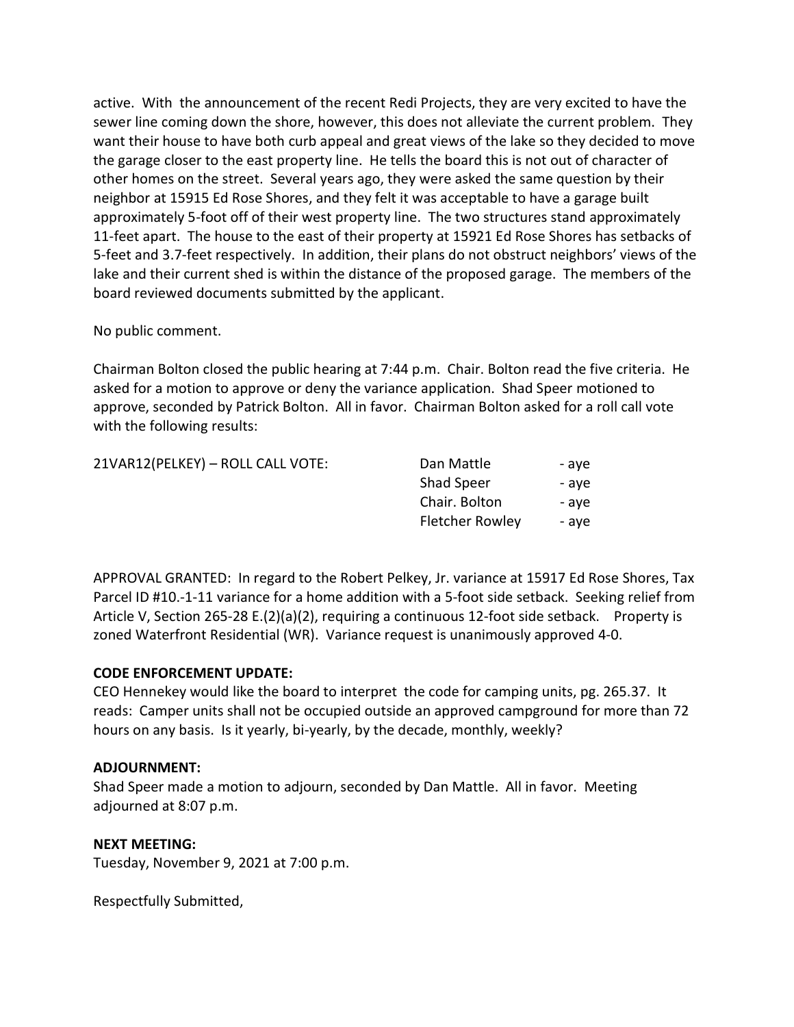active. With the announcement of the recent Redi Projects, they are very excited to have the sewer line coming down the shore, however, this does not alleviate the current problem. They want their house to have both curb appeal and great views of the lake so they decided to move the garage closer to the east property line. He tells the board this is not out of character of other homes on the street. Several years ago, they were asked the same question by their neighbor at 15915 Ed Rose Shores, and they felt it was acceptable to have a garage built approximately 5-foot off of their west property line. The two structures stand approximately 11-feet apart. The house to the east of their property at 15921 Ed Rose Shores has setbacks of 5-feet and 3.7-feet respectively. In addition, their plans do not obstruct neighbors' views of the lake and their current shed is within the distance of the proposed garage. The members of the board reviewed documents submitted by the applicant.

No public comment.

Chairman Bolton closed the public hearing at 7:44 p.m. Chair. Bolton read the five criteria. He asked for a motion to approve or deny the variance application. Shad Speer motioned to approve, seconded by Patrick Bolton. All in favor. Chairman Bolton asked for a roll call vote with the following results:

| 21VAR12(PELKEY) – ROLL CALL VOTE: | | |
|---|---|---|
| | Dan Mattle | - aye |
| | Shad Speer | - aye |
| | Chair. Bolton | - aye |
| | Fletcher Rowley | - aye |

APPROVAL GRANTED: In regard to the Robert Pelkey, Jr. variance at 15917 Ed Rose Shores, Tax Parcel ID #10.-1-11 variance for a home addition with a 5-foot side setback. Seeking relief from Article V, Section 265-28 E.(2)(a)(2), requiring a continuous 12-foot side setback. Property is zoned Waterfront Residential (WR). Variance request is unanimously approved 4-0.

**CODE ENFORCEMENT UPDATE:**
CEO Hennekey would like the board to interpret the code for camping units, pg. 265.37. It reads: Camper units shall not be occupied outside an approved campground for more than 72 hours on any basis. Is it yearly, bi-yearly, by the decade, monthly, weekly?

**ADJOURNMENT:**
Shad Speer made a motion to adjourn, seconded by Dan Mattle. All in favor. Meeting adjourned at 8:07 p.m.

**NEXT MEETING:**
Tuesday, November 9, 2021 at 7:00 p.m.

Respectfully Submitted,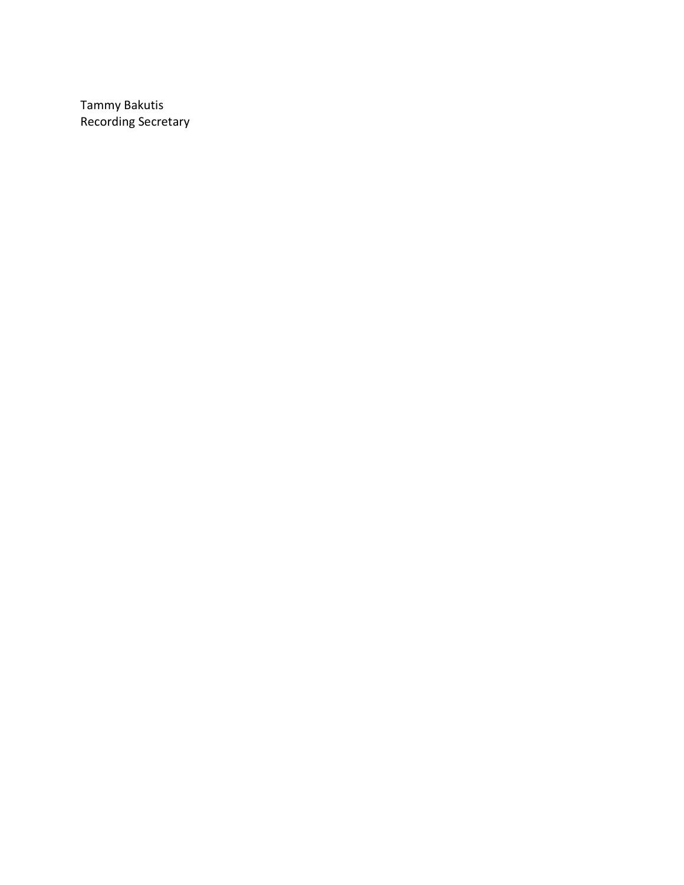Tammy Bakutis
Recording Secretary